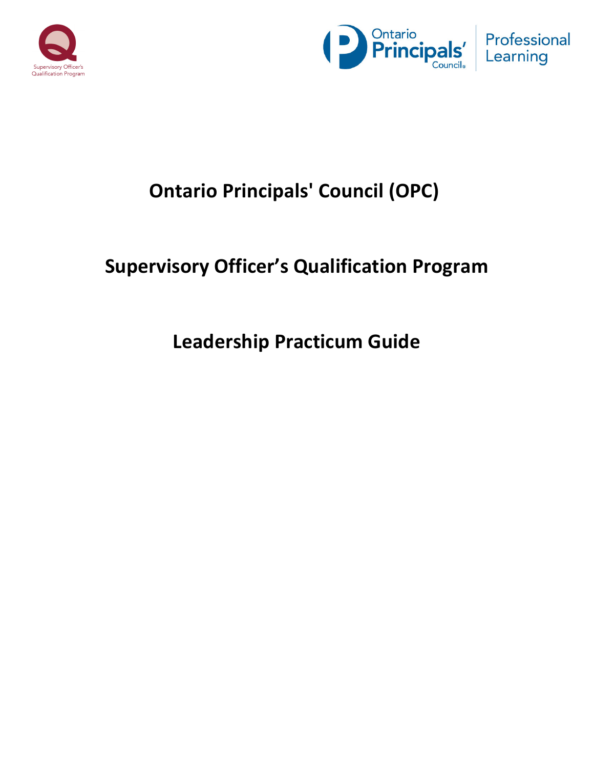Supervisory Officer's Qualification Program

Ontario Principals' Council

Professional Learning

# Ontario Principals' Council (OPC)

# Supervisory Officer's Qualification Program

# Leadership Practicum Guide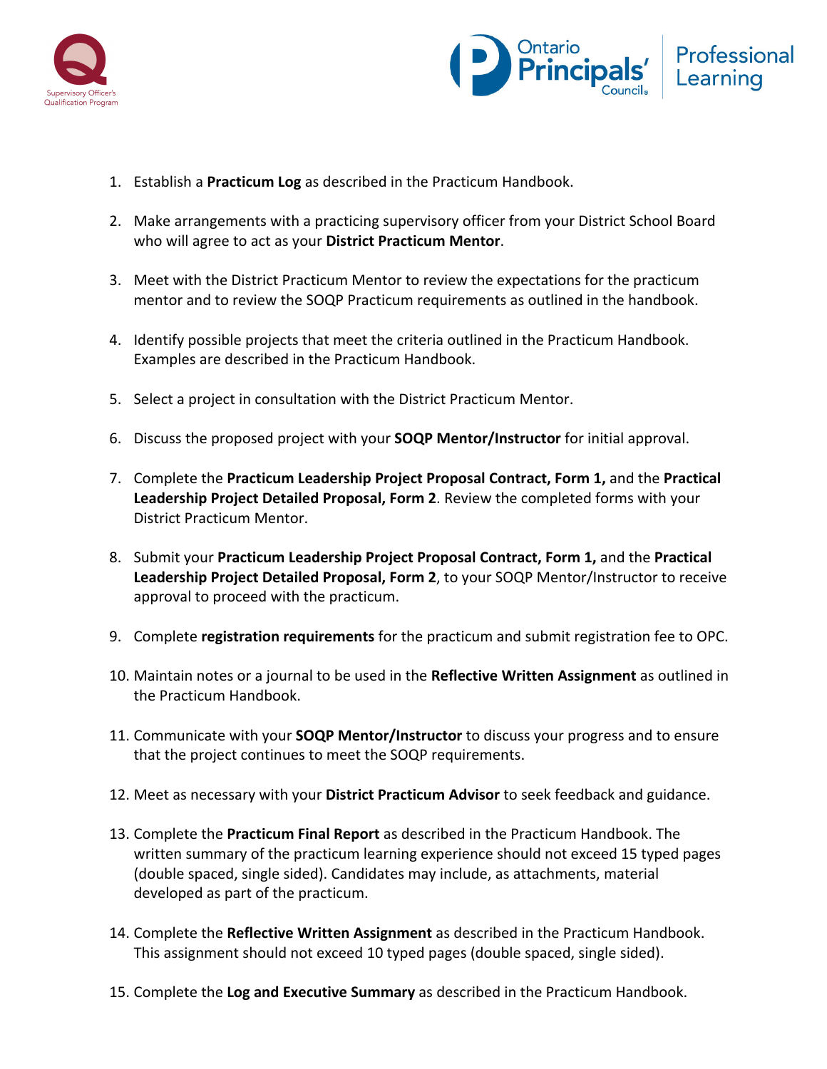1. Establish a **Practicum Log** as described in the Practicum Handbook.
2. Make arrangements with a practicing supervisory officer from your District School Board who will agree to act as your **District Practicum Mentor**.
3. Meet with the District Practicum Mentor to review the expectations for the practicum mentor and to review the SOQP Practicum requirements as outlined in the handbook.
4. Identify possible projects that meet the criteria outlined in the Practicum Handbook. Examples are described in the Practicum Handbook.
5. Select a project in consultation with the District Practicum Mentor.
6. Discuss the proposed project with your **SOQP Mentor/Instructor** for initial approval.
7. Complete the **Practicum Leadership Project Proposal Contract, Form 1,** and the **Practical Leadership Project Detailed Proposal, Form 2**. Review the completed forms with your District Practicum Mentor.
8. Submit your **Practicum Leadership Project Proposal Contract, Form 1,** and the **Practical Leadership Project Detailed Proposal, Form 2**, to your SOQP Mentor/Instructor to receive approval to proceed with the practicum.
9. Complete **registration requirements** for the practicum and submit registration fee to OPC.
10. Maintain notes or a journal to be used in the **Reflective Written Assignment** as outlined in the Practicum Handbook.
11. Communicate with your **SOQP Mentor/Instructor** to discuss your progress and to ensure that the project continues to meet the SOQP requirements.
12. Meet as necessary with your **District Practicum Advisor** to seek feedback and guidance.
13. Complete the **Practicum Final Report** as described in the Practicum Handbook. The written summary of the practicum learning experience should not exceed 15 typed pages (double spaced, single sided). Candidates may include, as attachments, material developed as part of the practicum.
14. Complete the **Reflective Written Assignment** as described in the Practicum Handbook. This assignment should not exceed 10 typed pages (double spaced, single sided).
15. Complete the **Log and Executive Summary** as described in the Practicum Handbook.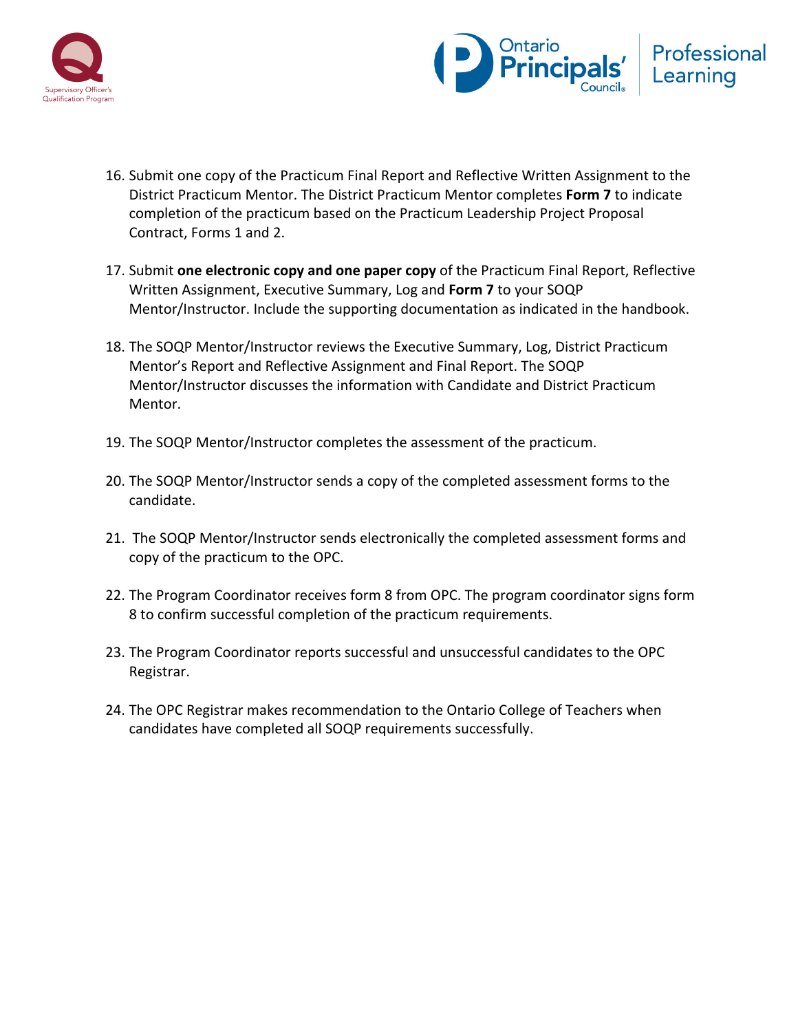16. Submit one copy of the Practicum Final Report and Reflective Written Assignment to the District Practicum Mentor. The District Practicum Mentor completes **Form 7** to indicate completion of the practicum based on the Practicum Leadership Project Proposal Contract, Forms 1 and 2.

17. Submit **one electronic copy and one paper copy** of the Practicum Final Report, Reflective Written Assignment, Executive Summary, Log and **Form 7** to your SOQP Mentor/Instructor. Include the supporting documentation as indicated in the handbook.

18. The SOQP Mentor/Instructor reviews the Executive Summary, Log, District Practicum Mentor's Report and Reflective Assignment and Final Report. The SOQP Mentor/Instructor discusses the information with Candidate and District Practicum Mentor.

19. The SOQP Mentor/Instructor completes the assessment of the practicum.

20. The SOQP Mentor/Instructor sends a copy of the completed assessment forms to the candidate.

21. The SOQP Mentor/Instructor sends electronically the completed assessment forms and copy of the practicum to the OPC.

22. The Program Coordinator receives form 8 from OPC. The program coordinator signs form 8 to confirm successful completion of the practicum requirements.

23. The Program Coordinator reports successful and unsuccessful candidates to the OPC Registrar.

24. The OPC Registrar makes recommendation to the Ontario College of Teachers when candidates have completed all SOQP requirements successfully.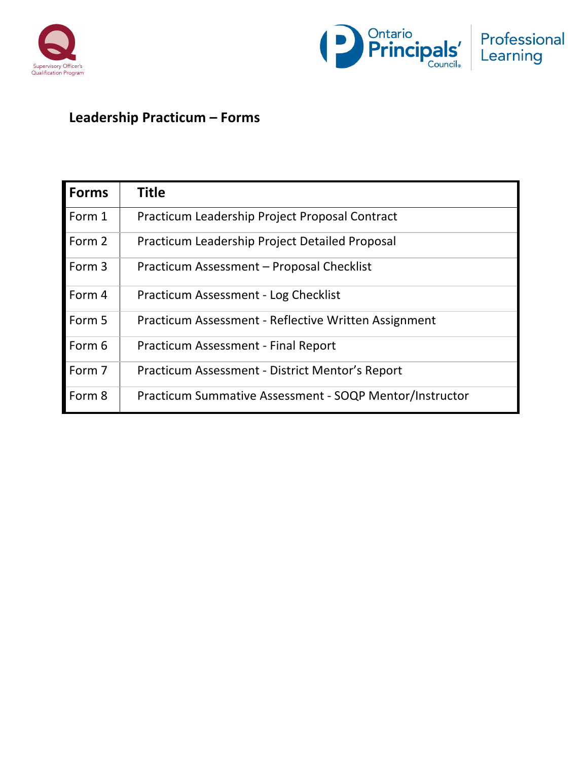# Leadership Practicum – Forms

| Forms | Title |
|---|---|
| Form 1 | Practicum Leadership Project Proposal Contract |
| Form 2 | Practicum Leadership Project Detailed Proposal |
| Form 3 | Practicum Assessment – Proposal Checklist |
| Form 4 | Practicum Assessment - Log Checklist |
| Form 5 | Practicum Assessment - Reflective Written Assignment |
| Form 6 | Practicum Assessment - Final Report |
| Form 7 | Practicum Assessment - District Mentor's Report |
| Form 8 | Practicum Summative Assessment - SOQP Mentor/Instructor |